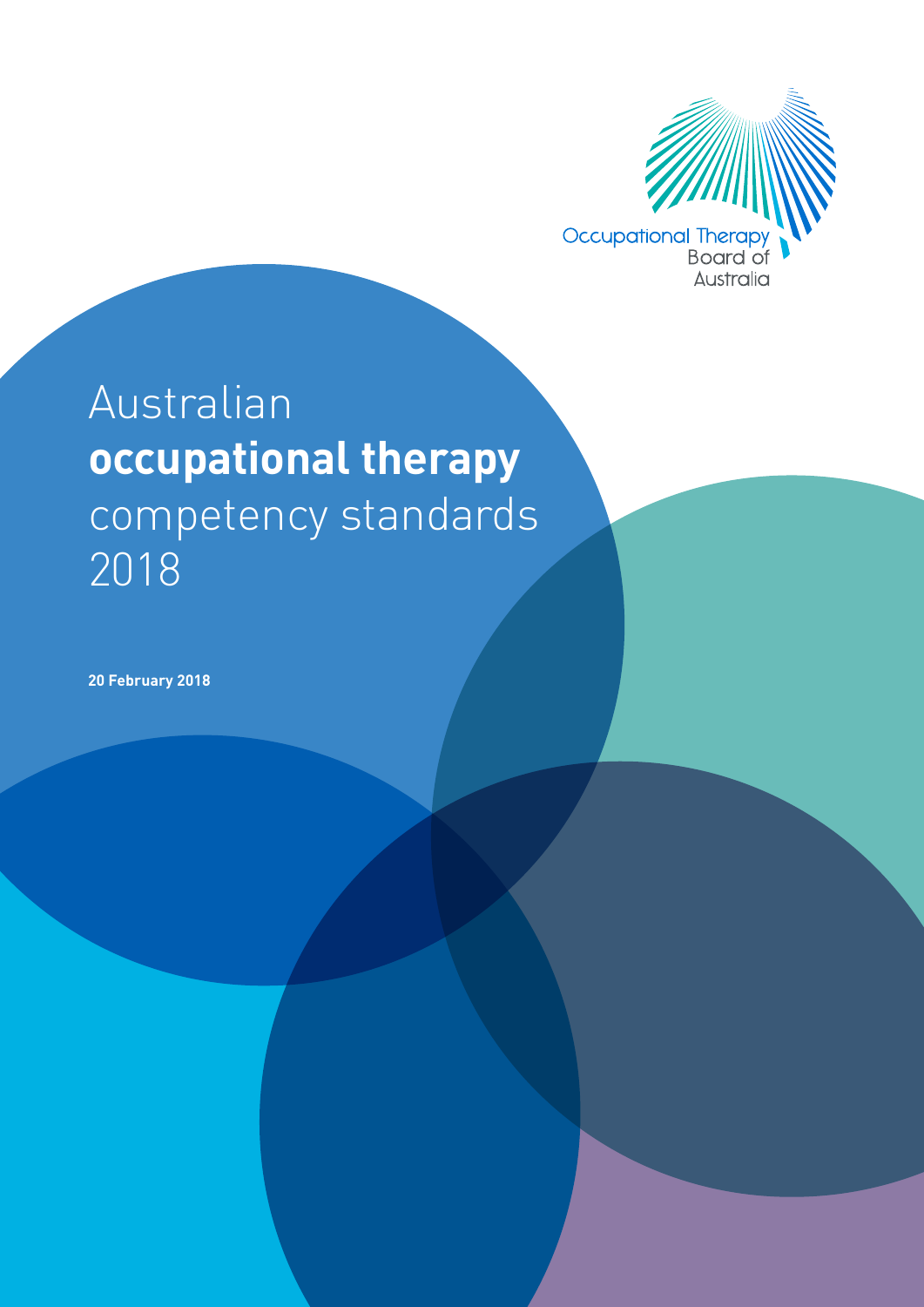Occupational Therapy Board of Australia

# Australian **occupational therapy** competency standards 2018

**20 February 2018**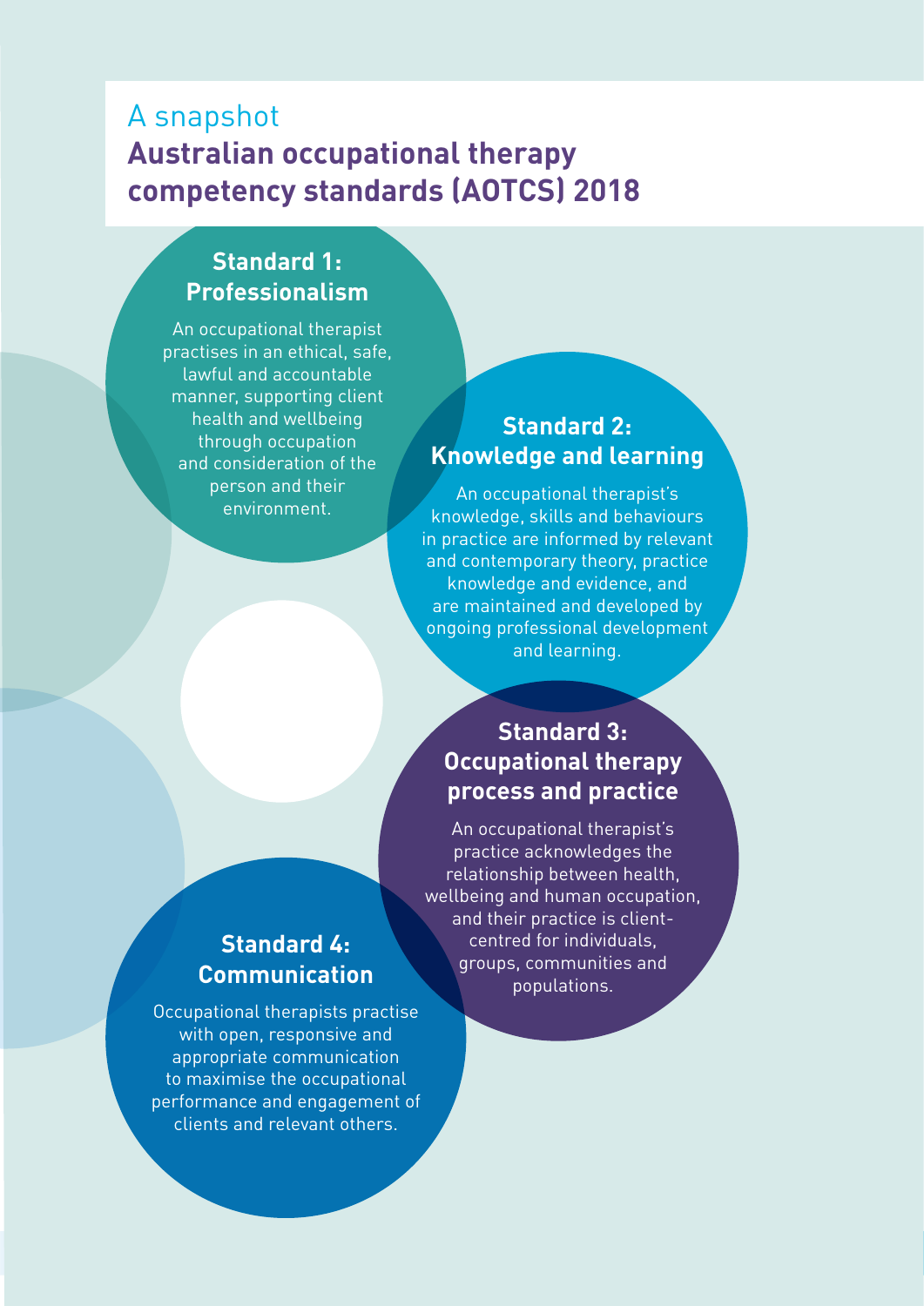A snapshot

# Australian occupational therapy competency standards (AOTCS) 2018

## Standard 1: Professionalism

An occupational therapist practises in an ethical, safe, lawful and accountable manner, supporting client health and wellbeing through occupation and consideration of the person and their environment.

## Standard 2: Knowledge and learning

An occupational therapist's knowledge, skills and behaviours in practice are informed by relevant and contemporary theory, practice knowledge and evidence, and are maintained and developed by ongoing professional development and learning.

## Standard 3: Occupational therapy process and practice

An occupational therapist's practice acknowledges the relationship between health, wellbeing and human occupation, and their practice is client-centred for individuals, groups, communities and populations.

## Standard 4: Communication

Occupational therapists practise with open, responsive and appropriate communication to maximise the occupational performance and engagement of clients and relevant others.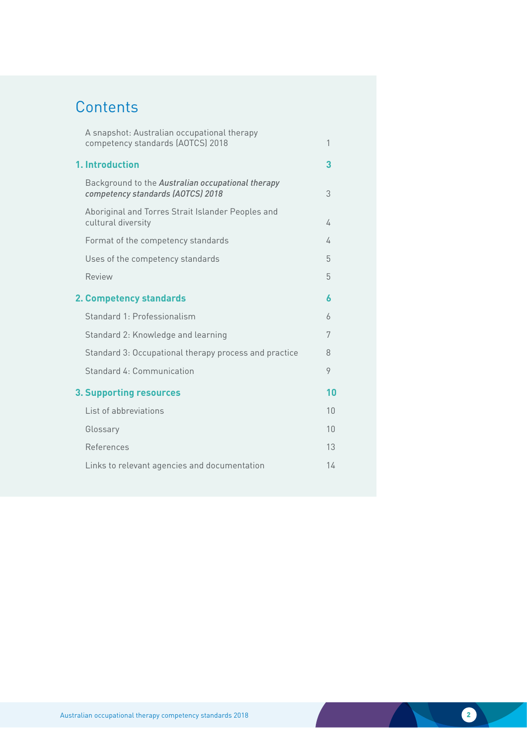# Contents

| | |
|---|---|
| A snapshot: Australian occupational therapy competency standards (AOTCS) 2018 | 1 |
| **1. Introduction** | **3** |
| Background to the *Australian occupational therapy competency standards (AOTCS) 2018* | 3 |
| Aboriginal and Torres Strait Islander Peoples and cultural diversity | 4 |
| Format of the competency standards | 4 |
| Uses of the competency standards | 5 |
| Review | 5 |
| **2. Competency standards** | **6** |
| Standard 1: Professionalism | 6 |
| Standard 2: Knowledge and learning | 7 |
| Standard 3: Occupational therapy process and practice | 8 |
| Standard 4: Communication | 9 |
| **3. Supporting resources** | **10** |
| List of abbreviations | 10 |
| Glossary | 10 |
| References | 13 |
| Links to relevant agencies and documentation | 14 |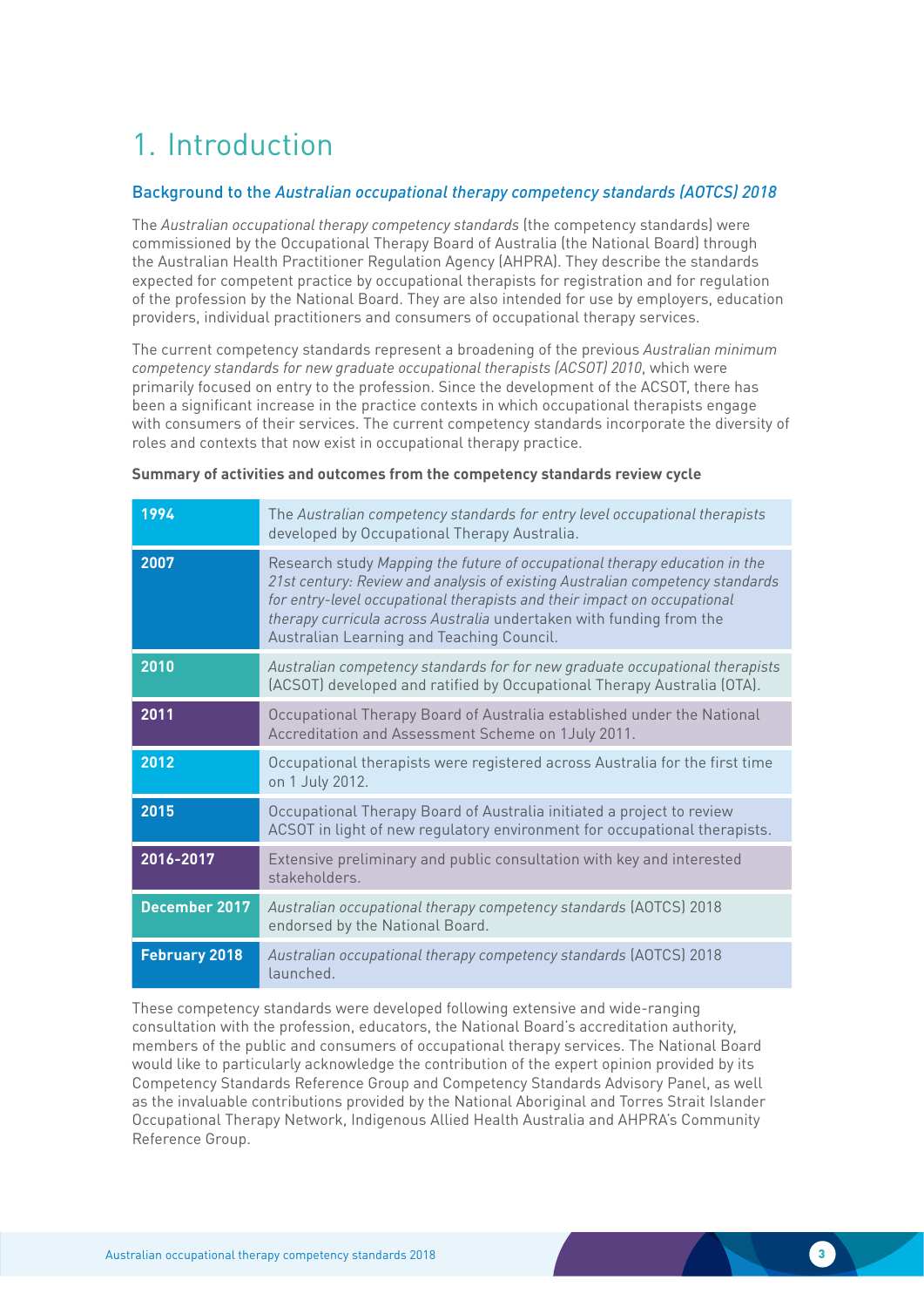# 1. Introduction

## Background to the *Australian occupational therapy competency standards (AOTCS) 2018*

The *Australian occupational therapy competency standards* (the competency standards) were commissioned by the Occupational Therapy Board of Australia (the National Board) through the Australian Health Practitioner Regulation Agency (AHPRA). They describe the standards expected for competent practice by occupational therapists for registration and for regulation of the profession by the National Board. They are also intended for use by employers, education providers, individual practitioners and consumers of occupational therapy services.

The current competency standards represent a broadening of the previous *Australian minimum competency standards for new graduate occupational therapists (ACSOT) 2010*, which were primarily focused on entry to the profession. Since the development of the ACSOT, there has been a significant increase in the practice contexts in which occupational therapists engage with consumers of their services. The current competency standards incorporate the diversity of roles and contexts that now exist in occupational therapy practice.

**Summary of activities and outcomes from the competency standards review cycle**

| | |
|---|---|
| **1994** | The *Australian competency standards for entry level occupational therapists* developed by Occupational Therapy Australia. |
| **2007** | Research study *Mapping the future of occupational therapy education in the 21st century: Review and analysis of existing Australian competency standards for entry-level occupational therapists and their impact on occupational therapy curricula across Australia* undertaken with funding from the Australian Learning and Teaching Council. |
| **2010** | *Australian competency standards for for new graduate occupational therapists* (ACSOT) developed and ratified by Occupational Therapy Australia (OTA). |
| **2011** | Occupational Therapy Board of Australia established under the National Accreditation and Assessment Scheme on 1July 2011. |
| **2012** | Occupational therapists were registered across Australia for the first time on 1 July 2012. |
| **2015** | Occupational Therapy Board of Australia initiated a project to review ACSOT in light of new regulatory environment for occupational therapists. |
| **2016-2017** | Extensive preliminary and public consultation with key and interested stakeholders. |
| **December 2017** | *Australian occupational therapy competency standards* (AOTCS) 2018 endorsed by the National Board. |
| **February 2018** | *Australian occupational therapy competency standards* (AOTCS) 2018 launched. |

These competency standards were developed following extensive and wide-ranging consultation with the profession, educators, the National Board's accreditation authority, members of the public and consumers of occupational therapy services. The National Board would like to particularly acknowledge the contribution of the expert opinion provided by its Competency Standards Reference Group and Competency Standards Advisory Panel, as well as the invaluable contributions provided by the National Aboriginal and Torres Strait Islander Occupational Therapy Network, Indigenous Allied Health Australia and AHPRA's Community Reference Group.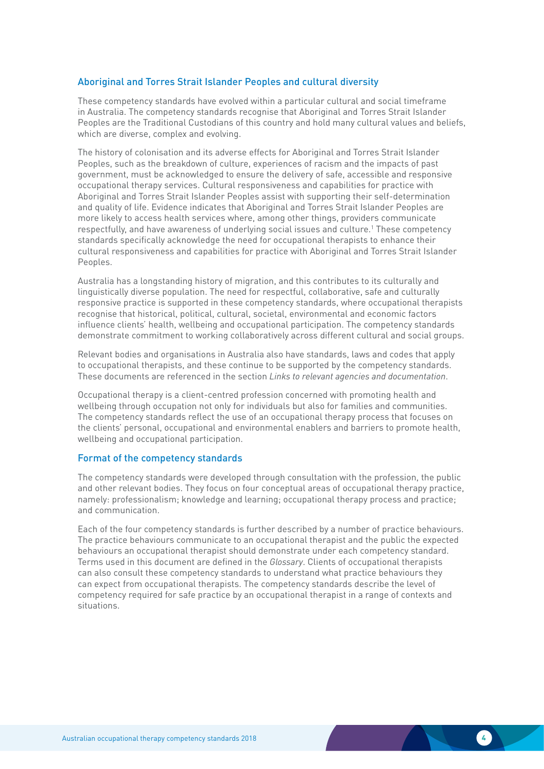## Aboriginal and Torres Strait Islander Peoples and cultural diversity

These competency standards have evolved within a particular cultural and social timeframe in Australia. The competency standards recognise that Aboriginal and Torres Strait Islander Peoples are the Traditional Custodians of this country and hold many cultural values and beliefs, which are diverse, complex and evolving.

The history of colonisation and its adverse effects for Aboriginal and Torres Strait Islander Peoples, such as the breakdown of culture, experiences of racism and the impacts of past government, must be acknowledged to ensure the delivery of safe, accessible and responsive occupational therapy services. Cultural responsiveness and capabilities for practice with Aboriginal and Torres Strait Islander Peoples assist with supporting their self-determination and quality of life. Evidence indicates that Aboriginal and Torres Strait Islander Peoples are more likely to access health services where, among other things, providers communicate respectfully, and have awareness of underlying social issues and culture.[1] These competency standards specifically acknowledge the need for occupational therapists to enhance their cultural responsiveness and capabilities for practice with Aboriginal and Torres Strait Islander Peoples.

Australia has a longstanding history of migration, and this contributes to its culturally and linguistically diverse population. The need for respectful, collaborative, safe and culturally responsive practice is supported in these competency standards, where occupational therapists recognise that historical, political, cultural, societal, environmental and economic factors influence clients' health, wellbeing and occupational participation. The competency standards demonstrate commitment to working collaboratively across different cultural and social groups.

Relevant bodies and organisations in Australia also have standards, laws and codes that apply to occupational therapists, and these continue to be supported by the competency standards. These documents are referenced in the section *Links to relevant agencies and documentation*.

Occupational therapy is a client-centred profession concerned with promoting health and wellbeing through occupation not only for individuals but also for families and communities. The competency standards reflect the use of an occupational therapy process that focuses on the clients' personal, occupational and environmental enablers and barriers to promote health, wellbeing and occupational participation.

## Format of the competency standards

The competency standards were developed through consultation with the profession, the public and other relevant bodies. They focus on four conceptual areas of occupational therapy practice, namely: professionalism; knowledge and learning; occupational therapy process and practice; and communication.

Each of the four competency standards is further described by a number of practice behaviours. The practice behaviours communicate to an occupational therapist and the public the expected behaviours an occupational therapist should demonstrate under each competency standard. Terms used in this document are defined in the *Glossary*. Clients of occupational therapists can also consult these competency standards to understand what practice behaviours they can expect from occupational therapists. The competency standards describe the level of competency required for safe practice by an occupational therapist in a range of contexts and situations.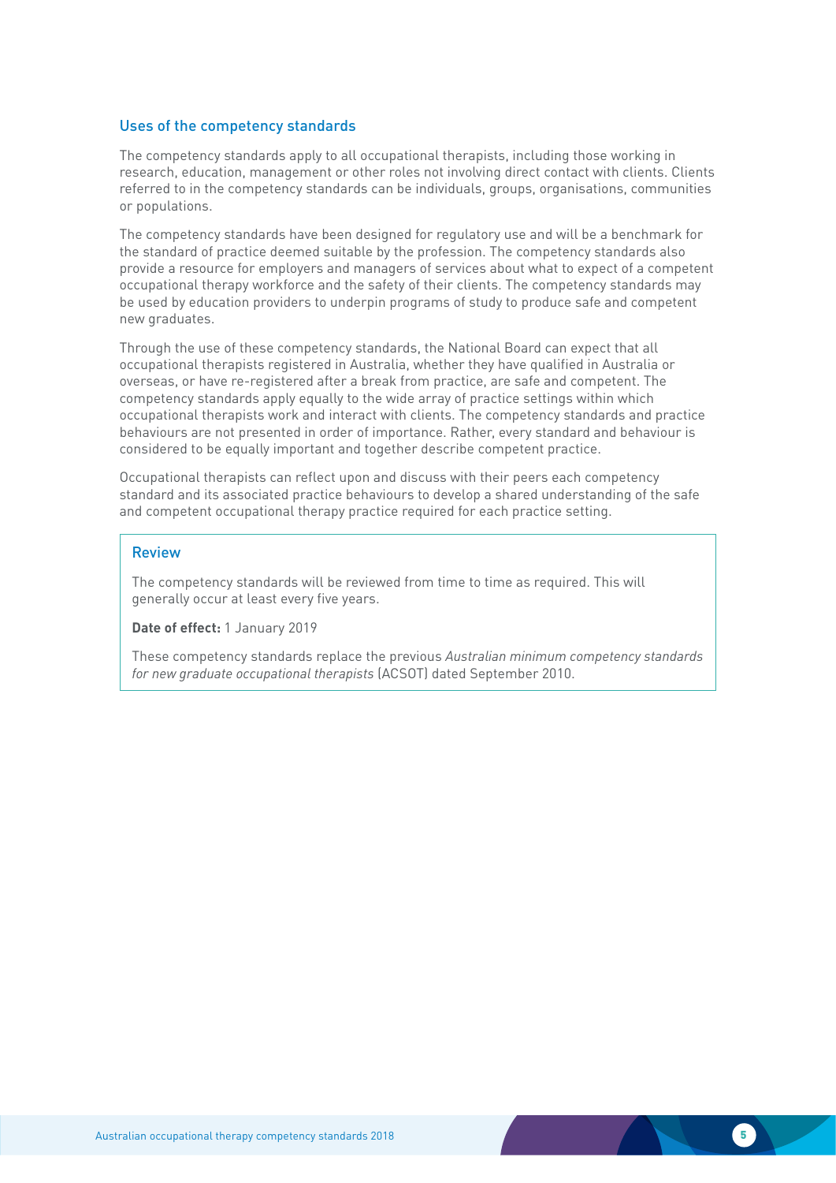## Uses of the competency standards

The competency standards apply to all occupational therapists, including those working in research, education, management or other roles not involving direct contact with clients. Clients referred to in the competency standards can be individuals, groups, organisations, communities or populations.

The competency standards have been designed for regulatory use and will be a benchmark for the standard of practice deemed suitable by the profession. The competency standards also provide a resource for employers and managers of services about what to expect of a competent occupational therapy workforce and the safety of their clients. The competency standards may be used by education providers to underpin programs of study to produce safe and competent new graduates.

Through the use of these competency standards, the National Board can expect that all occupational therapists registered in Australia, whether they have qualified in Australia or overseas, or have re-registered after a break from practice, are safe and competent. The competency standards apply equally to the wide array of practice settings within which occupational therapists work and interact with clients. The competency standards and practice behaviours are not presented in order of importance. Rather, every standard and behaviour is considered to be equally important and together describe competent practice.

Occupational therapists can reflect upon and discuss with their peers each competency standard and its associated practice behaviours to develop a shared understanding of the safe and competent occupational therapy practice required for each practice setting.

### Review

The competency standards will be reviewed from time to time as required. This will generally occur at least every five years.

**Date of effect:** 1 January 2019

These competency standards replace the previous *Australian minimum competency standards for new graduate occupational therapists* (ACSOT) dated September 2010.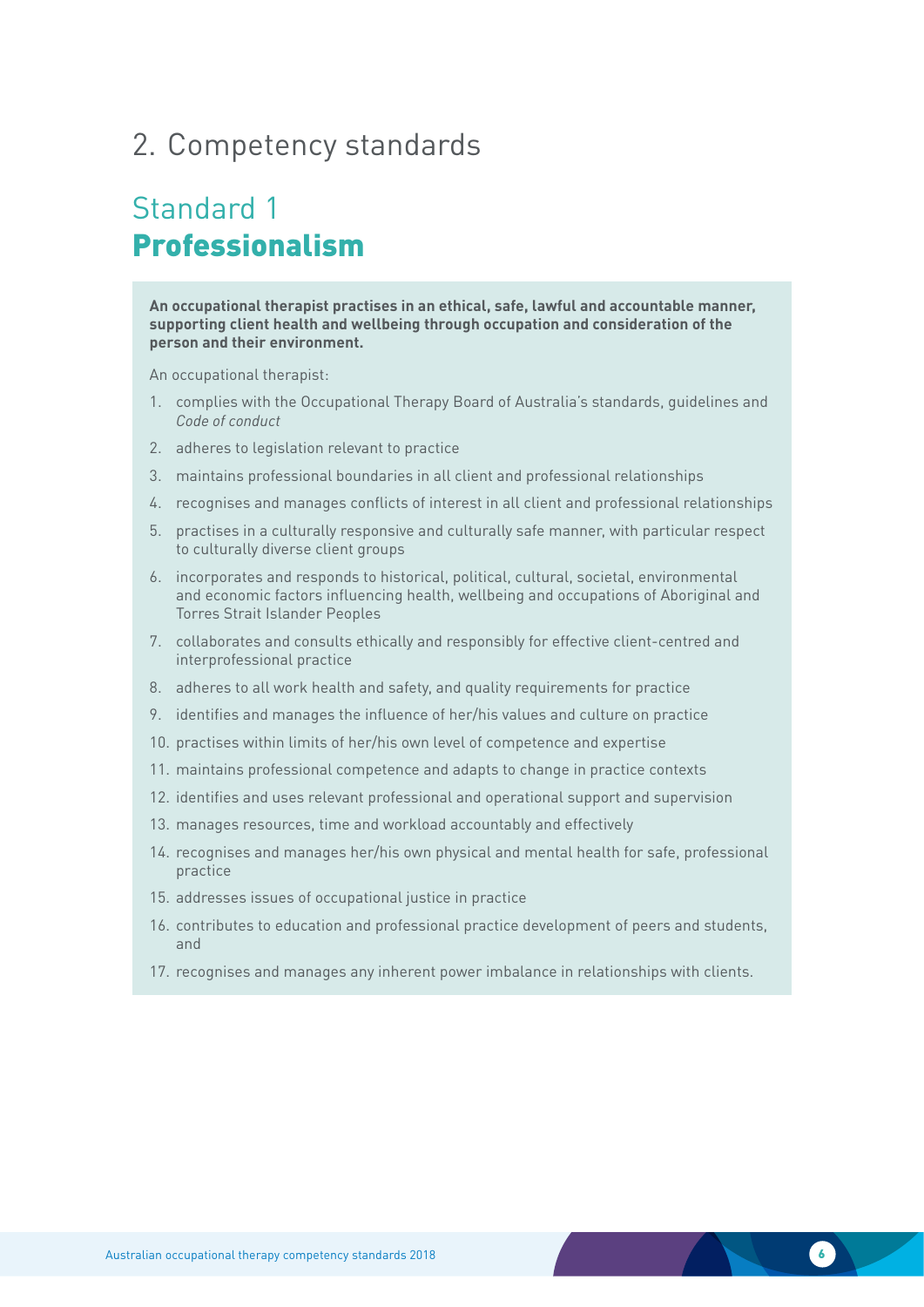# 2. Competency standards

## Standard 1
## Professionalism

**An occupational therapist practises in an ethical, safe, lawful and accountable manner, supporting client health and wellbeing through occupation and consideration of the person and their environment.**

An occupational therapist:

1. complies with the Occupational Therapy Board of Australia's standards, guidelines and *Code of conduct*
2. adheres to legislation relevant to practice
3. maintains professional boundaries in all client and professional relationships
4. recognises and manages conflicts of interest in all client and professional relationships
5. practises in a culturally responsive and culturally safe manner, with particular respect to culturally diverse client groups
6. incorporates and responds to historical, political, cultural, societal, environmental and economic factors influencing health, wellbeing and occupations of Aboriginal and Torres Strait Islander Peoples
7. collaborates and consults ethically and responsibly for effective client-centred and interprofessional practice
8. adheres to all work health and safety, and quality requirements for practice
9. identifies and manages the influence of her/his values and culture on practice
10. practises within limits of her/his own level of competence and expertise
11. maintains professional competence and adapts to change in practice contexts
12. identifies and uses relevant professional and operational support and supervision
13. manages resources, time and workload accountably and effectively
14. recognises and manages her/his own physical and mental health for safe, professional practice
15. addresses issues of occupational justice in practice
16. contributes to education and professional practice development of peers and students, and
17. recognises and manages any inherent power imbalance in relationships with clients.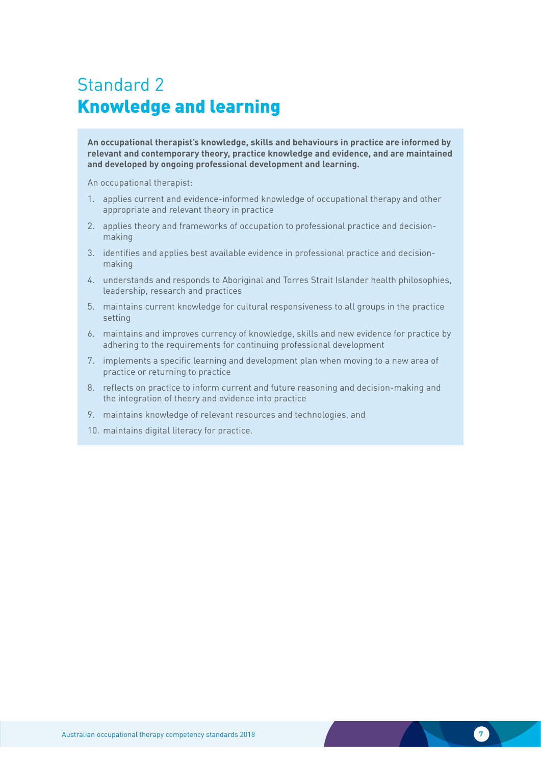# Standard 2
## Knowledge and learning

**An occupational therapist's knowledge, skills and behaviours in practice are informed by relevant and contemporary theory, practice knowledge and evidence, and are maintained and developed by ongoing professional development and learning.**

An occupational therapist:

1. applies current and evidence-informed knowledge of occupational therapy and other appropriate and relevant theory in practice
2. applies theory and frameworks of occupation to professional practice and decision-making
3. identifies and applies best available evidence in professional practice and decision-making
4. understands and responds to Aboriginal and Torres Strait Islander health philosophies, leadership, research and practices
5. maintains current knowledge for cultural responsiveness to all groups in the practice setting
6. maintains and improves currency of knowledge, skills and new evidence for practice by adhering to the requirements for continuing professional development
7. implements a specific learning and development plan when moving to a new area of practice or returning to practice
8. reflects on practice to inform current and future reasoning and decision-making and the integration of theory and evidence into practice
9. maintains knowledge of relevant resources and technologies, and
10. maintains digital literacy for practice.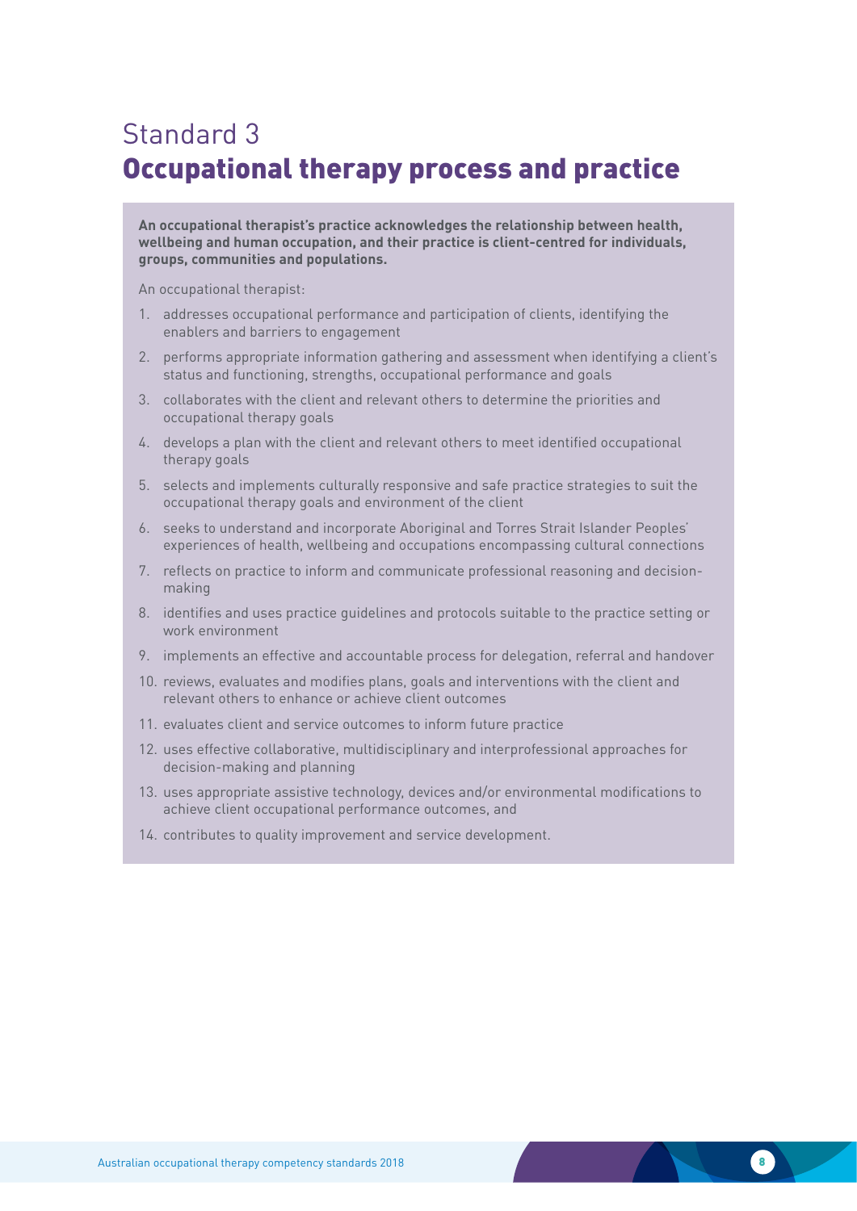# Standard 3
## Occupational therapy process and practice

**An occupational therapist's practice acknowledges the relationship between health, wellbeing and human occupation, and their practice is client-centred for individuals, groups, communities and populations.**

An occupational therapist:

1. addresses occupational performance and participation of clients, identifying the enablers and barriers to engagement
2. performs appropriate information gathering and assessment when identifying a client's status and functioning, strengths, occupational performance and goals
3. collaborates with the client and relevant others to determine the priorities and occupational therapy goals
4. develops a plan with the client and relevant others to meet identified occupational therapy goals
5. selects and implements culturally responsive and safe practice strategies to suit the occupational therapy goals and environment of the client
6. seeks to understand and incorporate Aboriginal and Torres Strait Islander Peoples' experiences of health, wellbeing and occupations encompassing cultural connections
7. reflects on practice to inform and communicate professional reasoning and decision-making
8. identifies and uses practice guidelines and protocols suitable to the practice setting or work environment
9. implements an effective and accountable process for delegation, referral and handover
10. reviews, evaluates and modifies plans, goals and interventions with the client and relevant others to enhance or achieve client outcomes
11. evaluates client and service outcomes to inform future practice
12. uses effective collaborative, multidisciplinary and interprofessional approaches for decision-making and planning
13. uses appropriate assistive technology, devices and/or environmental modifications to achieve client occupational performance outcomes, and
14. contributes to quality improvement and service development.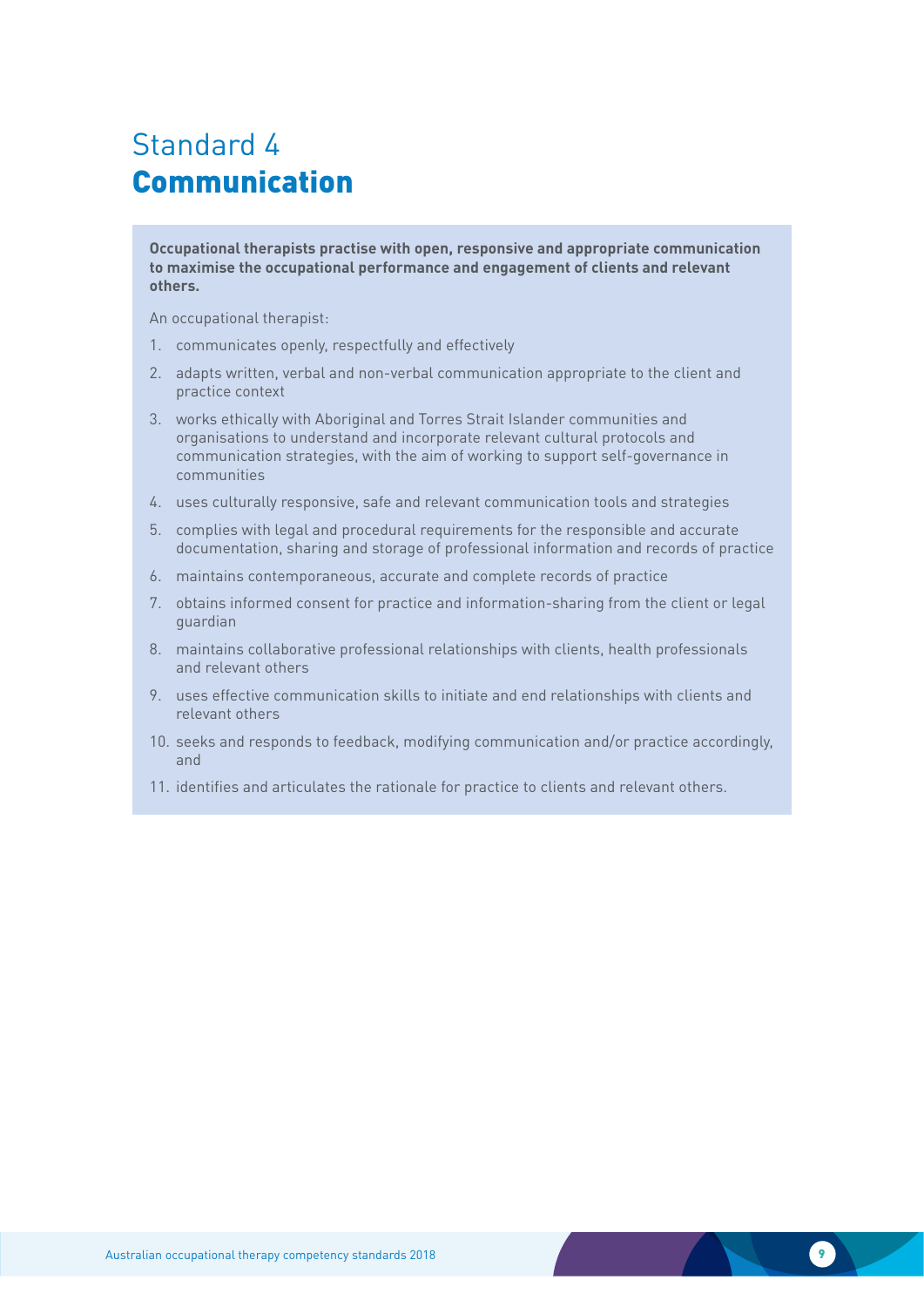# Standard 4
# **Communication**

**Occupational therapists practise with open, responsive and appropriate communication to maximise the occupational performance and engagement of clients and relevant others.**

An occupational therapist:

1. communicates openly, respectfully and effectively
2. adapts written, verbal and non-verbal communication appropriate to the client and practice context
3. works ethically with Aboriginal and Torres Strait Islander communities and organisations to understand and incorporate relevant cultural protocols and communication strategies, with the aim of working to support self-governance in communities
4. uses culturally responsive, safe and relevant communication tools and strategies
5. complies with legal and procedural requirements for the responsible and accurate documentation, sharing and storage of professional information and records of practice
6. maintains contemporaneous, accurate and complete records of practice
7. obtains informed consent for practice and information-sharing from the client or legal guardian
8. maintains collaborative professional relationships with clients, health professionals and relevant others
9. uses effective communication skills to initiate and end relationships with clients and relevant others
10. seeks and responds to feedback, modifying communication and/or practice accordingly, and
11. identifies and articulates the rationale for practice to clients and relevant others.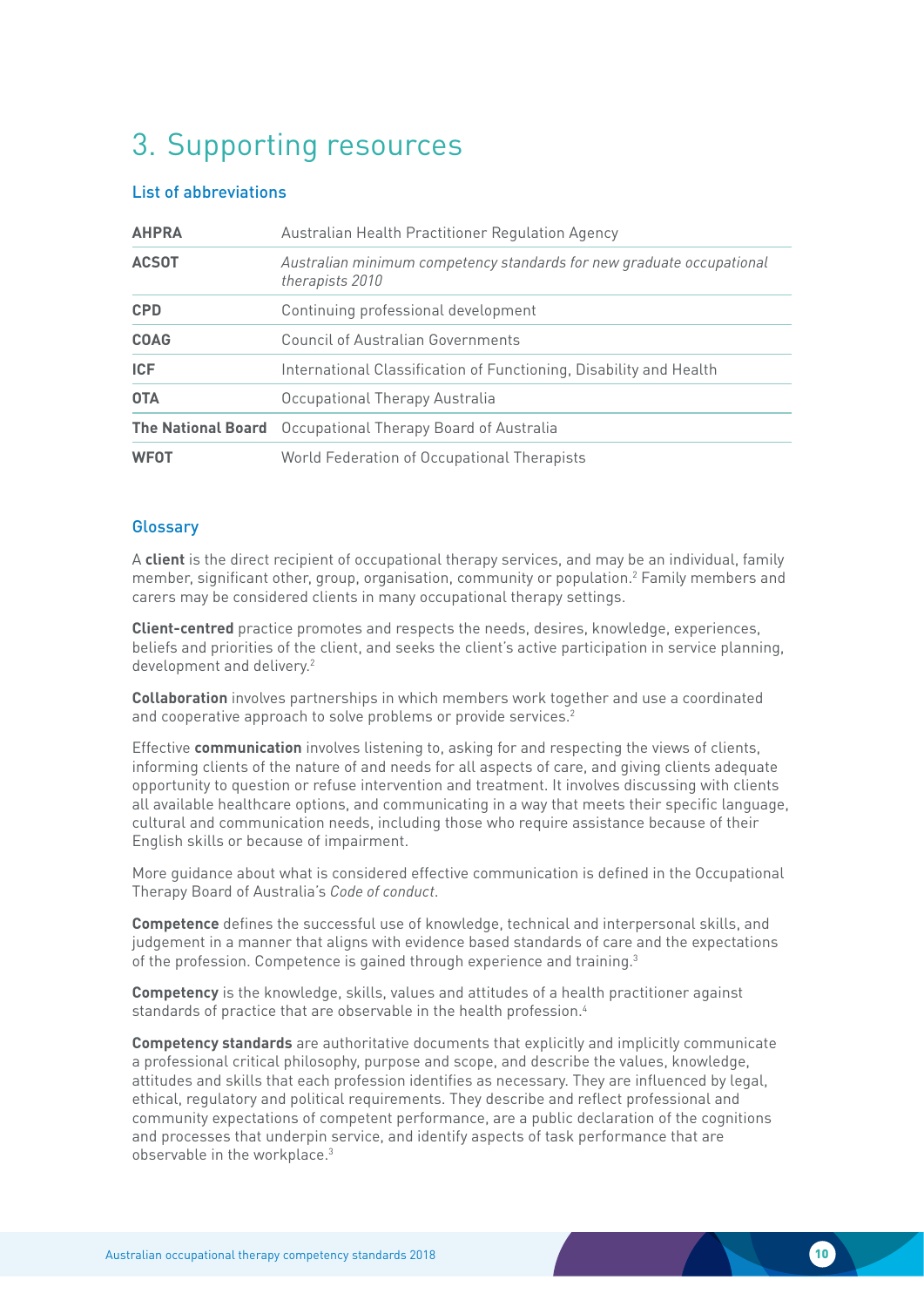# 3. Supporting resources

## List of abbreviations

| | |
|---|---|
| **AHPRA** | Australian Health Practitioner Regulation Agency |
| **ACSOT** | *Australian minimum competency standards for new graduate occupational therapists 2010* |
| **CPD** | Continuing professional development |
| **COAG** | Council of Australian Governments |
| **ICF** | International Classification of Functioning, Disability and Health |
| **OTA** | Occupational Therapy Australia |
| **The National Board** | Occupational Therapy Board of Australia |
| **WFOT** | World Federation of Occupational Therapists |

## Glossary

A **client** is the direct recipient of occupational therapy services, and may be an individual, family member, significant other, group, organisation, community or population.[2] Family members and carers may be considered clients in many occupational therapy settings.

**Client-centred** practice promotes and respects the needs, desires, knowledge, experiences, beliefs and priorities of the client, and seeks the client's active participation in service planning, development and delivery.[2]

**Collaboration** involves partnerships in which members work together and use a coordinated and cooperative approach to solve problems or provide services.[2]

Effective **communication** involves listening to, asking for and respecting the views of clients, informing clients of the nature of and needs for all aspects of care, and giving clients adequate opportunity to question or refuse intervention and treatment. It involves discussing with clients all available healthcare options, and communicating in a way that meets their specific language, cultural and communication needs, including those who require assistance because of their English skills or because of impairment.

More guidance about what is considered effective communication is defined in the Occupational Therapy Board of Australia's *Code of conduct*.

**Competence** defines the successful use of knowledge, technical and interpersonal skills, and judgement in a manner that aligns with evidence based standards of care and the expectations of the profession. Competence is gained through experience and training.[3]

**Competency** is the knowledge, skills, values and attitudes of a health practitioner against standards of practice that are observable in the health profession.[4]

**Competency standards** are authoritative documents that explicitly and implicitly communicate a professional critical philosophy, purpose and scope, and describe the values, knowledge, attitudes and skills that each profession identifies as necessary. They are influenced by legal, ethical, regulatory and political requirements. They describe and reflect professional and community expectations of competent performance, are a public declaration of the cognitions and processes that underpin service, and identify aspects of task performance that are observable in the workplace.[3]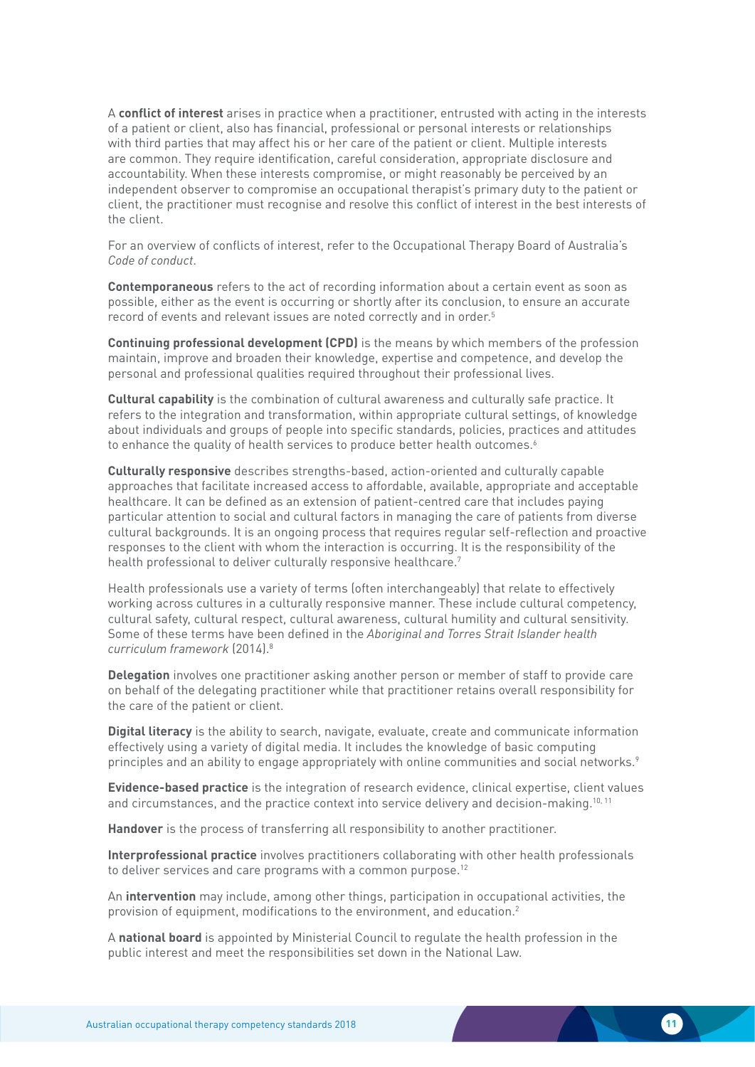A **conflict of interest** arises in practice when a practitioner, entrusted with acting in the interests of a patient or client, also has financial, professional or personal interests or relationships with third parties that may affect his or her care of the patient or client. Multiple interests are common. They require identification, careful consideration, appropriate disclosure and accountability. When these interests compromise, or might reasonably be perceived by an independent observer to compromise an occupational therapist's primary duty to the patient or client, the practitioner must recognise and resolve this conflict of interest in the best interests of the client.

For an overview of conflicts of interest, refer to the Occupational Therapy Board of Australia's *Code of conduct*.

**Contemporaneous** refers to the act of recording information about a certain event as soon as possible, either as the event is occurring or shortly after its conclusion, to ensure an accurate record of events and relevant issues are noted correctly and in order.[5]

**Continuing professional development (CPD)** is the means by which members of the profession maintain, improve and broaden their knowledge, expertise and competence, and develop the personal and professional qualities required throughout their professional lives.

**Cultural capability** is the combination of cultural awareness and culturally safe practice. It refers to the integration and transformation, within appropriate cultural settings, of knowledge about individuals and groups of people into specific standards, policies, practices and attitudes to enhance the quality of health services to produce better health outcomes.[6]

**Culturally responsive** describes strengths-based, action-oriented and culturally capable approaches that facilitate increased access to affordable, available, appropriate and acceptable healthcare. It can be defined as an extension of patient-centred care that includes paying particular attention to social and cultural factors in managing the care of patients from diverse cultural backgrounds. It is an ongoing process that requires regular self-reflection and proactive responses to the client with whom the interaction is occurring. It is the responsibility of the health professional to deliver culturally responsive healthcare.[7]

Health professionals use a variety of terms (often interchangeably) that relate to effectively working across cultures in a culturally responsive manner. These include cultural competency, cultural safety, cultural respect, cultural awareness, cultural humility and cultural sensitivity. Some of these terms have been defined in the *Aboriginal and Torres Strait Islander health curriculum framework* (2014).[8]

**Delegation** involves one practitioner asking another person or member of staff to provide care on behalf of the delegating practitioner while that practitioner retains overall responsibility for the care of the patient or client.

**Digital literacy** is the ability to search, navigate, evaluate, create and communicate information effectively using a variety of digital media. It includes the knowledge of basic computing principles and an ability to engage appropriately with online communities and social networks.[9]

**Evidence-based practice** is the integration of research evidence, clinical expertise, client values and circumstances, and the practice context into service delivery and decision-making.[10, 11]

**Handover** is the process of transferring all responsibility to another practitioner.

**Interprofessional practice** involves practitioners collaborating with other health professionals to deliver services and care programs with a common purpose.[12]

An **intervention** may include, among other things, participation in occupational activities, the provision of equipment, modifications to the environment, and education.[2]

A **national board** is appointed by Ministerial Council to regulate the health profession in the public interest and meet the responsibilities set down in the National Law.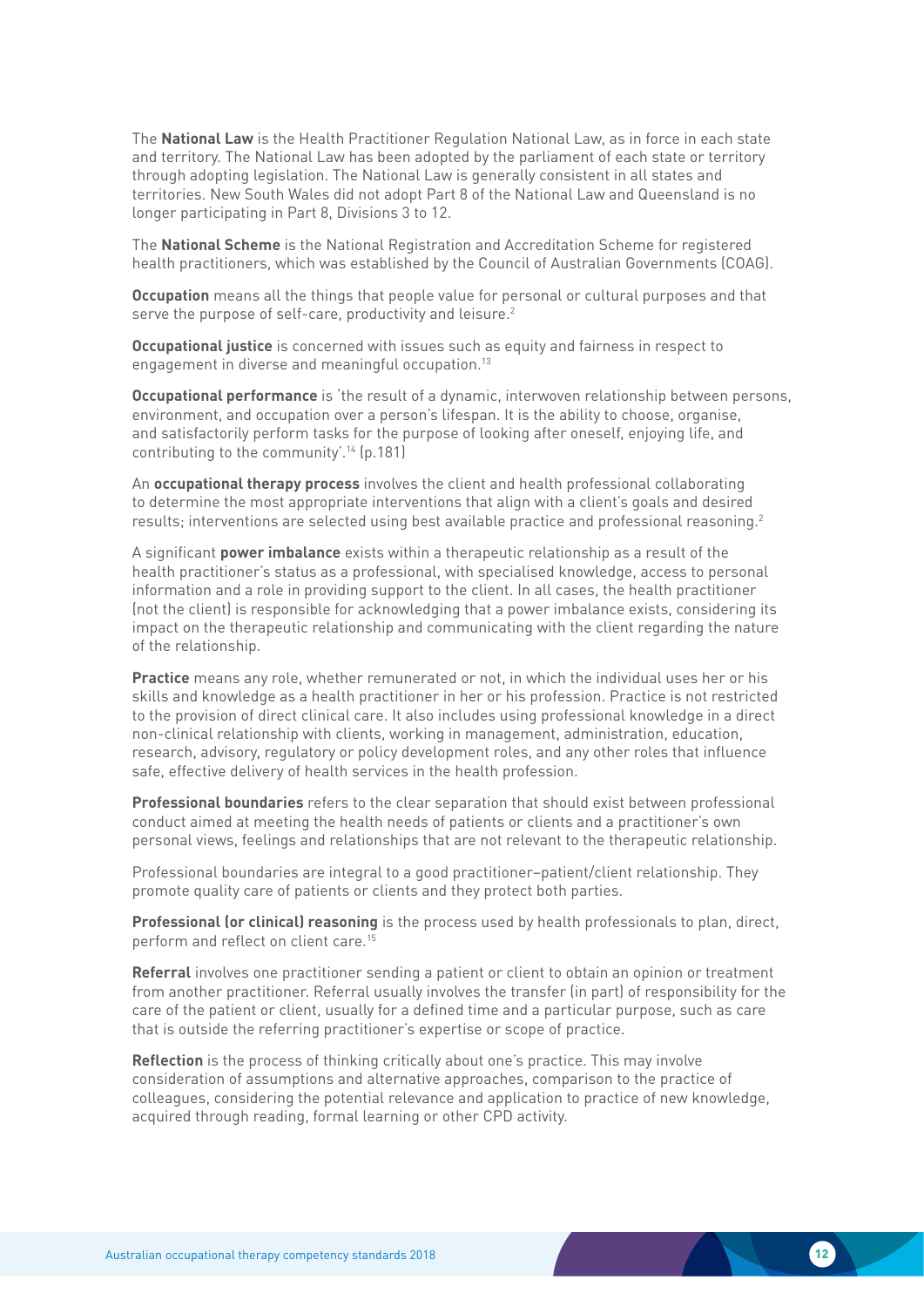The **National Law** is the Health Practitioner Regulation National Law, as in force in each state and territory. The National Law has been adopted by the parliament of each state or territory through adopting legislation. The National Law is generally consistent in all states and territories. New South Wales did not adopt Part 8 of the National Law and Queensland is no longer participating in Part 8, Divisions 3 to 12.

The **National Scheme** is the National Registration and Accreditation Scheme for registered health practitioners, which was established by the Council of Australian Governments (COAG).

**Occupation** means all the things that people value for personal or cultural purposes and that serve the purpose of self-care, productivity and leisure.[2]

**Occupational justice** is concerned with issues such as equity and fairness in respect to engagement in diverse and meaningful occupation.[13]

**Occupational performance** is 'the result of a dynamic, interwoven relationship between persons, environment, and occupation over a person's lifespan. It is the ability to choose, organise, and satisfactorily perform tasks for the purpose of looking after oneself, enjoying life, and contributing to the community'.[14] (p.181)

An **occupational therapy process** involves the client and health professional collaborating to determine the most appropriate interventions that align with a client's goals and desired results; interventions are selected using best available practice and professional reasoning.[2]

A significant **power imbalance** exists within a therapeutic relationship as a result of the health practitioner's status as a professional, with specialised knowledge, access to personal information and a role in providing support to the client. In all cases, the health practitioner (not the client) is responsible for acknowledging that a power imbalance exists, considering its impact on the therapeutic relationship and communicating with the client regarding the nature of the relationship.

**Practice** means any role, whether remunerated or not, in which the individual uses her or his skills and knowledge as a health practitioner in her or his profession. Practice is not restricted to the provision of direct clinical care. It also includes using professional knowledge in a direct non-clinical relationship with clients, working in management, administration, education, research, advisory, regulatory or policy development roles, and any other roles that influence safe, effective delivery of health services in the health profession.

**Professional boundaries** refers to the clear separation that should exist between professional conduct aimed at meeting the health needs of patients or clients and a practitioner's own personal views, feelings and relationships that are not relevant to the therapeutic relationship.

Professional boundaries are integral to a good practitioner–patient/client relationship. They promote quality care of patients or clients and they protect both parties.

**Professional (or clinical) reasoning** is the process used by health professionals to plan, direct, perform and reflect on client care.[15]

**Referral** involves one practitioner sending a patient or client to obtain an opinion or treatment from another practitioner. Referral usually involves the transfer (in part) of responsibility for the care of the patient or client, usually for a defined time and a particular purpose, such as care that is outside the referring practitioner's expertise or scope of practice.

**Reflection** is the process of thinking critically about one's practice. This may involve consideration of assumptions and alternative approaches, comparison to the practice of colleagues, considering the potential relevance and application to practice of new knowledge, acquired through reading, formal learning or other CPD activity.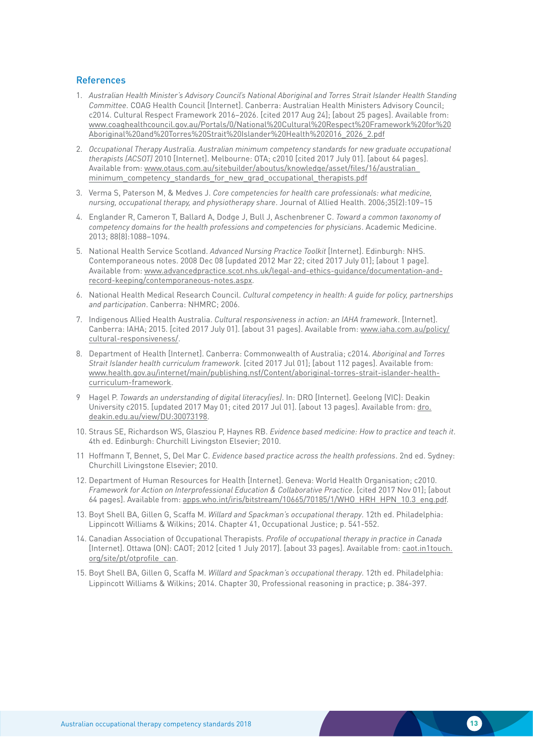## References

1. *Australian Health Minister's Advisory Council's National Aboriginal and Torres Strait Islander Health Standing Committee*. COAG Health Council [Internet]. Canberra: Australian Health Ministers Advisory Council; c2014. Cultural Respect Framework 2016–2026. [cited 2017 Aug 24]; [about 25 pages]. Available from: www.coaghealthcouncil.gov.au/Portals/0/National%20Cultural%20Respect%20Framework%20for%20Aboriginal%20and%20Torres%20Strait%20Islander%20Health%202016_2026_2.pdf

2. *Occupational Therapy Australia. Australian minimum competency standards for new graduate occupational therapists (ACSOT)* 2010 [Internet]. Melbourne: OTA; c2010 [cited 2017 July 01]. [about 64 pages]. Available from: www.otaus.com.au/sitebuilder/aboutus/knowledge/asset/files/16/australian_minimum_competency_standards_for_new_grad_occupational_therapists.pdf

3. Verma S, Paterson M, & Medves J. *Core competencies for health care professionals: what medicine, nursing, occupational therapy, and physiotherapy share*. Journal of Allied Health. 2006;35(2):109–15

4. Englander R, Cameron T, Ballard A, Dodge J, Bull J, Aschenbrener C. *Toward a common taxonomy of competency domains for the health professions and competencies for physicians*. Academic Medicine. 2013; 88(8):1088–1094.

5. National Health Service Scotland. *Advanced Nursing Practice Toolkit* [Internet]. Edinburgh: NHS. Contemporaneous notes. 2008 Dec 08 [updated 2012 Mar 22; cited 2017 July 01]; [about 1 page]. Available from: www.advancedpractice.scot.nhs.uk/legal-and-ethics-guidance/documentation-and-record-keeping/contemporaneous-notes.aspx.

6. National Health Medical Research Council. *Cultural competency in health: A guide for policy, partnerships and participation*. Canberra: NHMRC; 2006.

7. Indigenous Allied Health Australia. *Cultural responsiveness in action: an IAHA framework*. [Internet]. Canberra: IAHA; 2015. [cited 2017 July 01]. [about 31 pages]. Available from: www.iaha.com.au/policy/cultural-responsiveness/.

8. Department of Health [Internet]. Canberra: Commonwealth of Australia; c2014. *Aboriginal and Torres Strait Islander health curriculum framework*. [cited 2017 Jul 01]; [about 112 pages]. Available from: www.health.gov.au/internet/main/publishing.nsf/Content/aboriginal-torres-strait-islander-health-curriculum-framework.

9. Hagel P. *Towards an understanding of digital literacy(ies)*. In: DRO [Internet]. Geelong (VIC): Deakin University c2015. [updated 2017 May 01; cited 2017 Jul 01]. [about 13 pages]. Available from: dro.deakin.edu.au/view/DU:30073198.

10. Straus SE, Richardson WS, Glasziou P, Haynes RB. *Evidence based medicine: How to practice and teach it*. 4th ed. Edinburgh: Churchill Livingston Elsevier; 2010.

11. Hoffmann T, Bennet, S, Del Mar C. *Evidence based practice across the health professions*. 2nd ed. Sydney: Churchill Livingstone Elsevier; 2010.

12. Department of Human Resources for Health [Internet]. Geneva: World Health Organisation; c2010. *Framework for Action on Interprofessional Education & Collaborative Practice*. [cited 2017 Nov 01]; [about 64 pages]. Available from: apps.who.int/iris/bitstream/10665/70185/1/WHO_HRH_HPN_10.3_eng.pdf.

13. Boyt Shell BA, Gillen G, Scaffa M. *Willard and Spackman's occupational therapy*. 12th ed. Philadelphia: Lippincott Williams & Wilkins; 2014. Chapter 41, Occupational Justice; p. 541-552.

14. Canadian Association of Occupational Therapists. *Profile of occupational therapy in practice in Canada* [Internet]. Ottawa (ON): CAOT; 2012 [cited 1 July 2017]. [about 33 pages]. Available from: caot.in1touch.org/site/pt/otprofile_can.

15. Boyt Shell BA, Gillen G, Scaffa M. *Willard and Spackman's occupational therapy*. 12th ed. Philadelphia: Lippincott Williams & Wilkins; 2014. Chapter 30, Professional reasoning in practice; p. 384-397.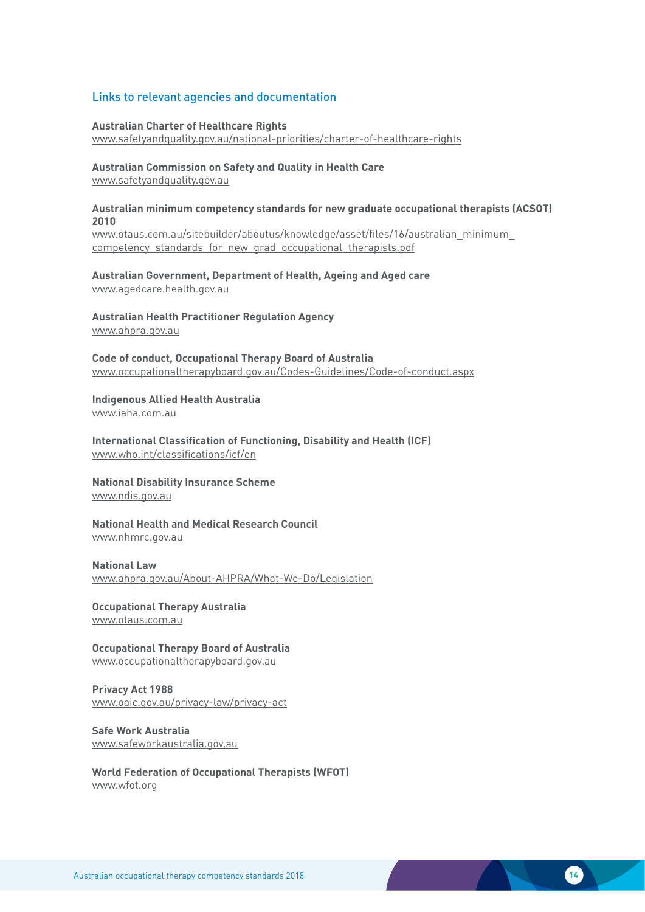## Links to relevant agencies and documentation

**Australian Charter of Healthcare Rights**
www.safetyandquality.gov.au/national-priorities/charter-of-healthcare-rights

**Australian Commission on Safety and Quality in Health Care**
www.safetyandquality.gov.au

**Australian minimum competency standards for new graduate occupational therapists (ACSOT) 2010**
www.otaus.com.au/sitebuilder/aboutus/knowledge/asset/files/16/australian_minimum_competency_standards_for_new_grad_occupational_therapists.pdf

**Australian Government, Department of Health, Ageing and Aged care**
www.agedcare.health.gov.au

**Australian Health Practitioner Regulation Agency**
www.ahpra.gov.au

**Code of conduct, Occupational Therapy Board of Australia**
www.occupationaltherapyboard.gov.au/Codes-Guidelines/Code-of-conduct.aspx

**Indigenous Allied Health Australia**
www.iaha.com.au

**International Classification of Functioning, Disability and Health (ICF)**
www.who.int/classifications/icf/en

**National Disability Insurance Scheme**
www.ndis.gov.au

**National Health and Medical Research Council**
www.nhmrc.gov.au

**National Law**
www.ahpra.gov.au/About-AHPRA/What-We-Do/Legislation

**Occupational Therapy Australia**
www.otaus.com.au

**Occupational Therapy Board of Australia**
www.occupationaltherapyboard.gov.au

**Privacy Act 1988**
www.oaic.gov.au/privacy-law/privacy-act

**Safe Work Australia**
www.safeworkaustralia.gov.au

**World Federation of Occupational Therapists (WFOT)**
www.wfot.org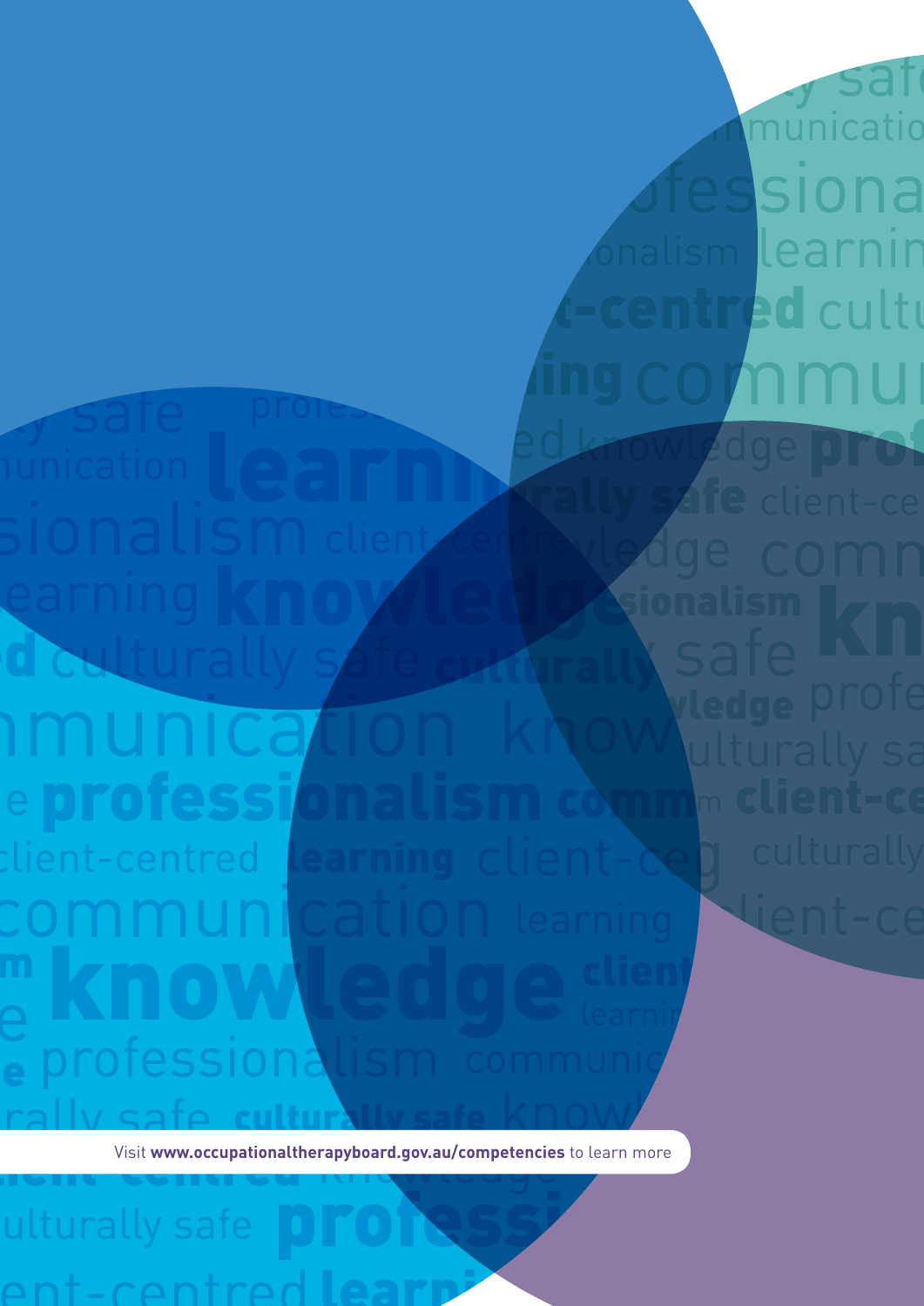Visit **www.occupationaltherapyboard.gov.au/competencies** to learn more